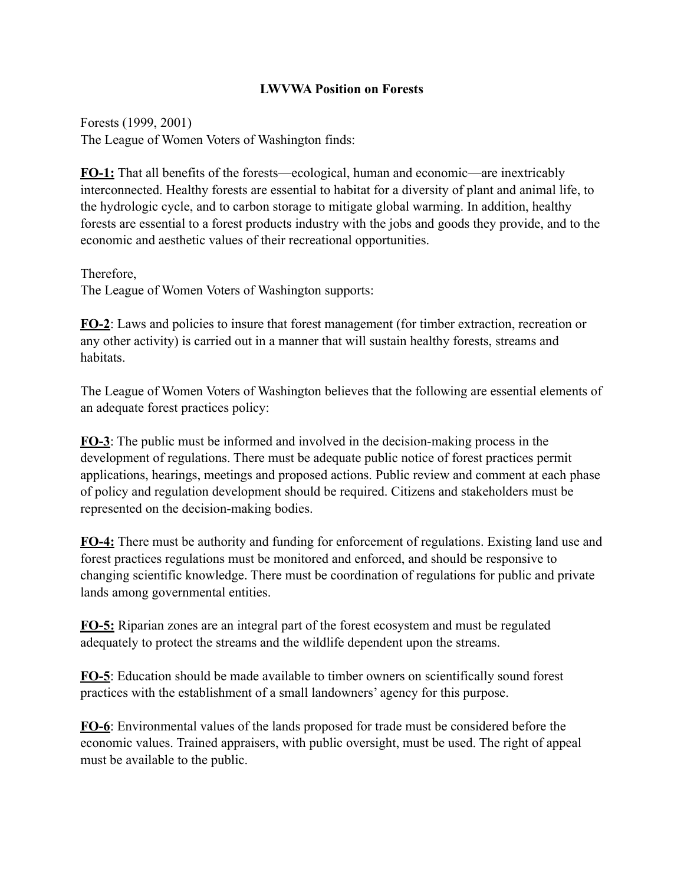# LWVWA Position on Forests

Forests (1999, 2001)
The League of Women Voters of Washington finds:

**FO-1:** That all benefits of the forests—ecological, human and economic—are inextricably interconnected. Healthy forests are essential to habitat for a diversity of plant and animal life, to the hydrologic cycle, and to carbon storage to mitigate global warming. In addition, healthy forests are essential to a forest products industry with the jobs and goods they provide, and to the economic and aesthetic values of their recreational opportunities.

Therefore,
The League of Women Voters of Washington supports:

**FO-2**: Laws and policies to insure that forest management (for timber extraction, recreation or any other activity) is carried out in a manner that will sustain healthy forests, streams and habitats.

The League of Women Voters of Washington believes that the following are essential elements of an adequate forest practices policy:

**FO-3**: The public must be informed and involved in the decision-making process in the development of regulations. There must be adequate public notice of forest practices permit applications, hearings, meetings and proposed actions. Public review and comment at each phase of policy and regulation development should be required. Citizens and stakeholders must be represented on the decision-making bodies.

**FO-4:** There must be authority and funding for enforcement of regulations. Existing land use and forest practices regulations must be monitored and enforced, and should be responsive to changing scientific knowledge. There must be coordination of regulations for public and private lands among governmental entities.

**FO-5:** Riparian zones are an integral part of the forest ecosystem and must be regulated adequately to protect the streams and the wildlife dependent upon the streams.

**FO-5**: Education should be made available to timber owners on scientifically sound forest practices with the establishment of a small landowners' agency for this purpose.

**FO-6**: Environmental values of the lands proposed for trade must be considered before the economic values. Trained appraisers, with public oversight, must be used. The right of appeal must be available to the public.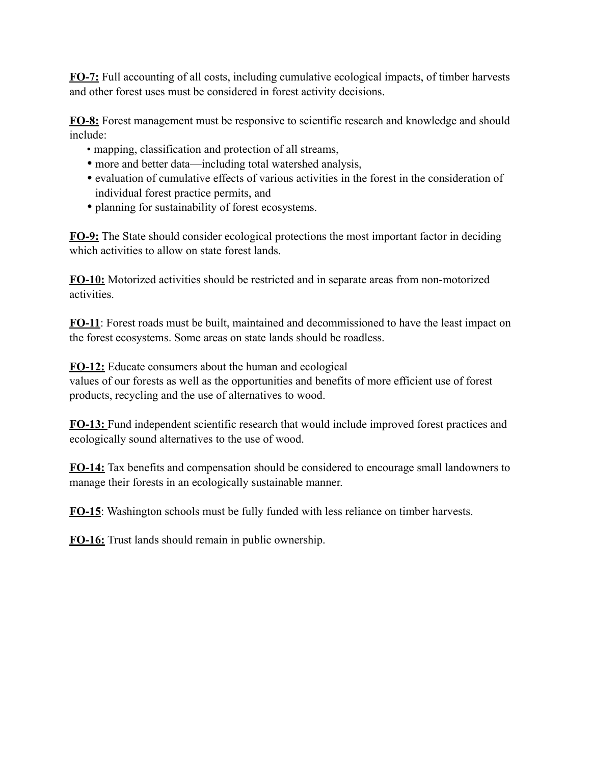**FO-7:** Full accounting of all costs, including cumulative ecological impacts, of timber harvests and other forest uses must be considered in forest activity decisions.

**FO-8:** Forest management must be responsive to scientific research and knowledge and should include:

- mapping, classification and protection of all streams,
- more and better data—including total watershed analysis,
- evaluation of cumulative effects of various activities in the forest in the consideration of individual forest practice permits, and
- planning for sustainability of forest ecosystems.

**FO-9:** The State should consider ecological protections the most important factor in deciding which activities to allow on state forest lands.

**FO-10:** Motorized activities should be restricted and in separate areas from non-motorized activities.

**FO-11**: Forest roads must be built, maintained and decommissioned to have the least impact on the forest ecosystems. Some areas on state lands should be roadless.

**FO-12:** Educate consumers about the human and ecological values of our forests as well as the opportunities and benefits of more efficient use of forest products, recycling and the use of alternatives to wood.

**FO-13:** Fund independent scientific research that would include improved forest practices and ecologically sound alternatives to the use of wood.

**FO-14:** Tax benefits and compensation should be considered to encourage small landowners to manage their forests in an ecologically sustainable manner.

**FO-15**: Washington schools must be fully funded with less reliance on timber harvests.

**FO-16:** Trust lands should remain in public ownership.